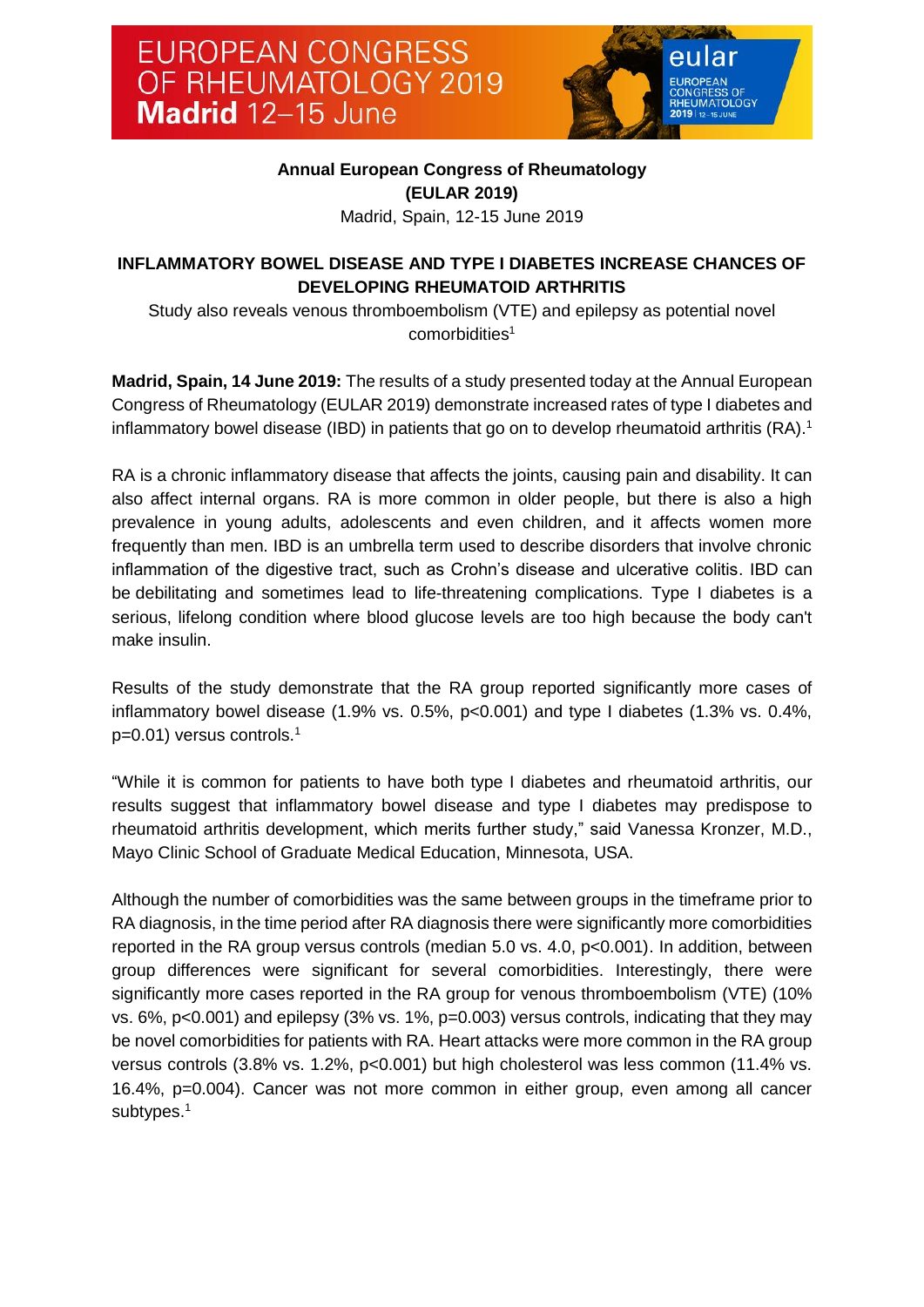**Annual European Congress of Rheumatology (EULAR 2019)**
Madrid, Spain, 12-15 June 2019

## INFLAMMATORY BOWEL DISEASE AND TYPE I DIABETES INCREASE CHANCES OF DEVELOPING RHEUMATOID ARTHRITIS

Study also reveals venous thromboembolism (VTE) and epilepsy as potential novel comorbidities[1]

**Madrid, Spain, 14 June 2019:** The results of a study presented today at the Annual European Congress of Rheumatology (EULAR 2019) demonstrate increased rates of type I diabetes and inflammatory bowel disease (IBD) in patients that go on to develop rheumatoid arthritis (RA).[1]

RA is a chronic inflammatory disease that affects the joints, causing pain and disability. It can also affect internal organs. RA is more common in older people, but there is also a high prevalence in young adults, adolescents and even children, and it affects women more frequently than men. IBD is an umbrella term used to describe disorders that involve chronic inflammation of the digestive tract, such as Crohn's disease and ulcerative colitis. IBD can be debilitating and sometimes lead to life-threatening complications. Type I diabetes is a serious, lifelong condition where blood glucose levels are too high because the body can't make insulin.

Results of the study demonstrate that the RA group reported significantly more cases of inflammatory bowel disease (1.9% vs. 0.5%, $p<0.001$) and type I diabetes (1.3% vs. 0.4%, $p=0.01$) versus controls.[1]

"While it is common for patients to have both type I diabetes and rheumatoid arthritis, our results suggest that inflammatory bowel disease and type I diabetes may predispose to rheumatoid arthritis development, which merits further study," said Vanessa Kronzer, M.D., Mayo Clinic School of Graduate Medical Education, Minnesota, USA.

Although the number of comorbidities was the same between groups in the timeframe prior to RA diagnosis, in the time period after RA diagnosis there were significantly more comorbidities reported in the RA group versus controls (median 5.0 vs. 4.0, $p<0.001$). In addition, between group differences were significant for several comorbidities. Interestingly, there were significantly more cases reported in the RA group for venous thromboembolism (VTE) (10% vs. 6%, $p<0.001$) and epilepsy (3% vs. 1%, $p=0.003$) versus controls, indicating that they may be novel comorbidities for patients with RA. Heart attacks were more common in the RA group versus controls (3.8% vs. 1.2%, $p<0.001$) but high cholesterol was less common (11.4% vs. 16.4%, $p=0.004$). Cancer was not more common in either group, even among all cancer subtypes.[1]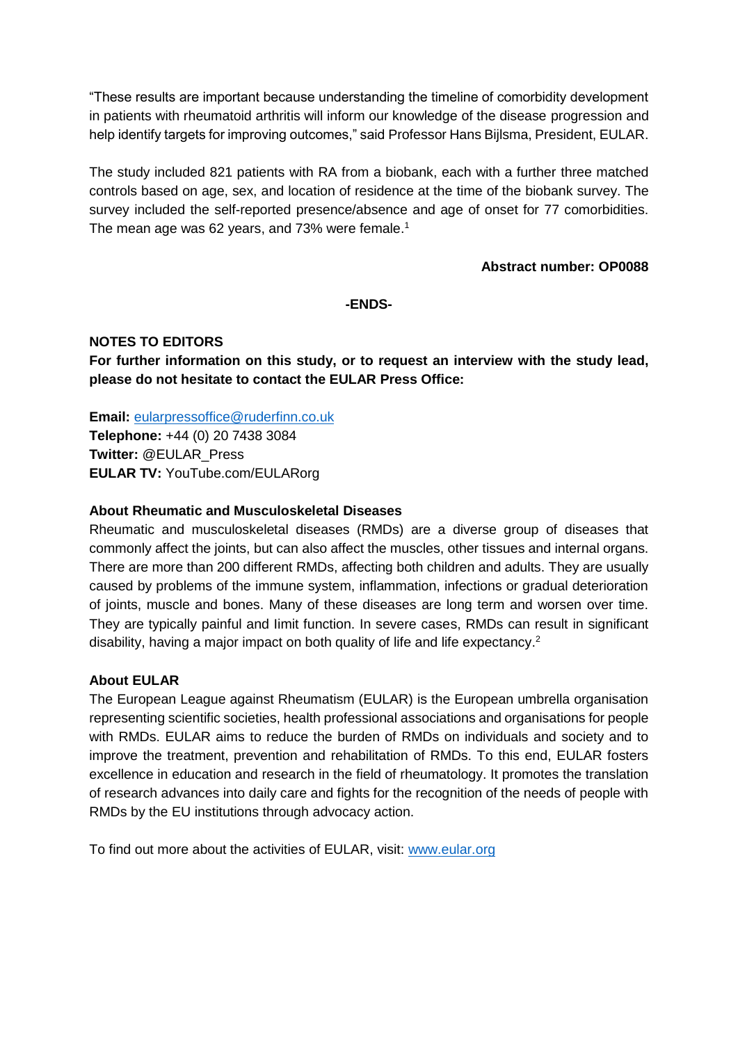"These results are important because understanding the timeline of comorbidity development in patients with rheumatoid arthritis will inform our knowledge of the disease progression and help identify targets for improving outcomes," said Professor Hans Bijlsma, President, EULAR.

The study included 821 patients with RA from a biobank, each with a further three matched controls based on age, sex, and location of residence at the time of the biobank survey. The survey included the self-reported presence/absence and age of onset for 77 comorbidities. The mean age was 62 years, and 73% were female.[1]

**Abstract number: OP0088**

**-ENDS-**

**NOTES TO EDITORS**

**For further information on this study, or to request an interview with the study lead, please do not hesitate to contact the EULAR Press Office:**

**Email:** eularpressoffice@ruderfinn.co.uk
**Telephone:** +44 (0) 20 7438 3084
**Twitter:** @EULAR_Press
**EULAR TV:** YouTube.com/EULARorg

**About Rheumatic and Musculoskeletal Diseases**

Rheumatic and musculoskeletal diseases (RMDs) are a diverse group of diseases that commonly affect the joints, but can also affect the muscles, other tissues and internal organs. There are more than 200 different RMDs, affecting both children and adults. They are usually caused by problems of the immune system, inflammation, infections or gradual deterioration of joints, muscle and bones. Many of these diseases are long term and worsen over time. They are typically painful and limit function. In severe cases, RMDs can result in significant disability, having a major impact on both quality of life and life expectancy.[2]

**About EULAR**

The European League against Rheumatism (EULAR) is the European umbrella organisation representing scientific societies, health professional associations and organisations for people with RMDs. EULAR aims to reduce the burden of RMDs on individuals and society and to improve the treatment, prevention and rehabilitation of RMDs. To this end, EULAR fosters excellence in education and research in the field of rheumatology. It promotes the translation of research advances into daily care and fights for the recognition of the needs of people with RMDs by the EU institutions through advocacy action.

To find out more about the activities of EULAR, visit: www.eular.org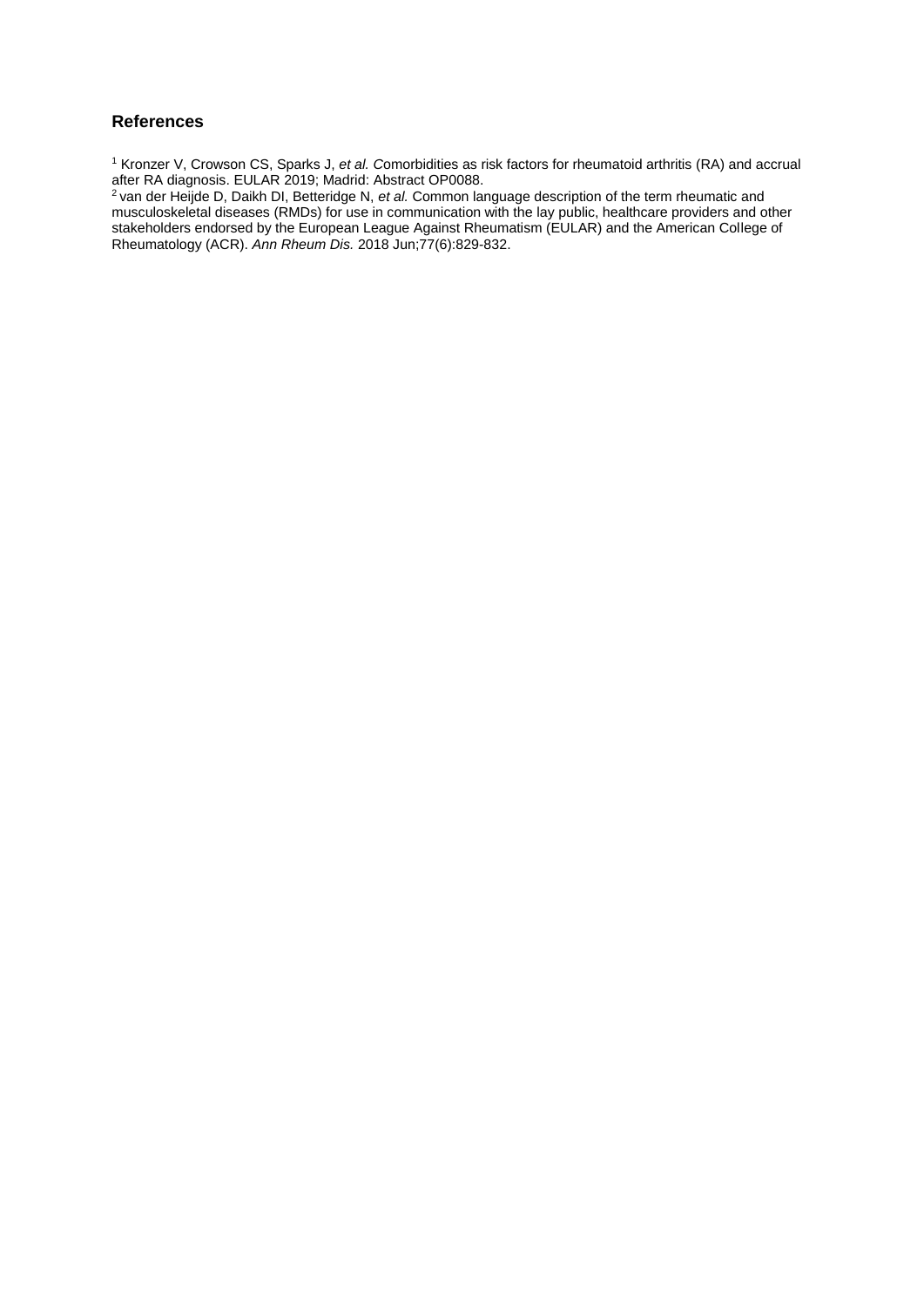## References

[1] Kronzer V, Crowson CS, Sparks J, *et al.* Comorbidities as risk factors for rheumatoid arthritis (RA) and accrual after RA diagnosis. EULAR 2019; Madrid: Abstract OP0088.

[2] van der Heijde D, Daikh DI, Betteridge N, *et al.* Common language description of the term rheumatic and musculoskeletal diseases (RMDs) for use in communication with the lay public, healthcare providers and other stakeholders endorsed by the European League Against Rheumatism (EULAR) and the American College of Rheumatology (ACR). *Ann Rheum Dis.* 2018 Jun;77(6):829-832.